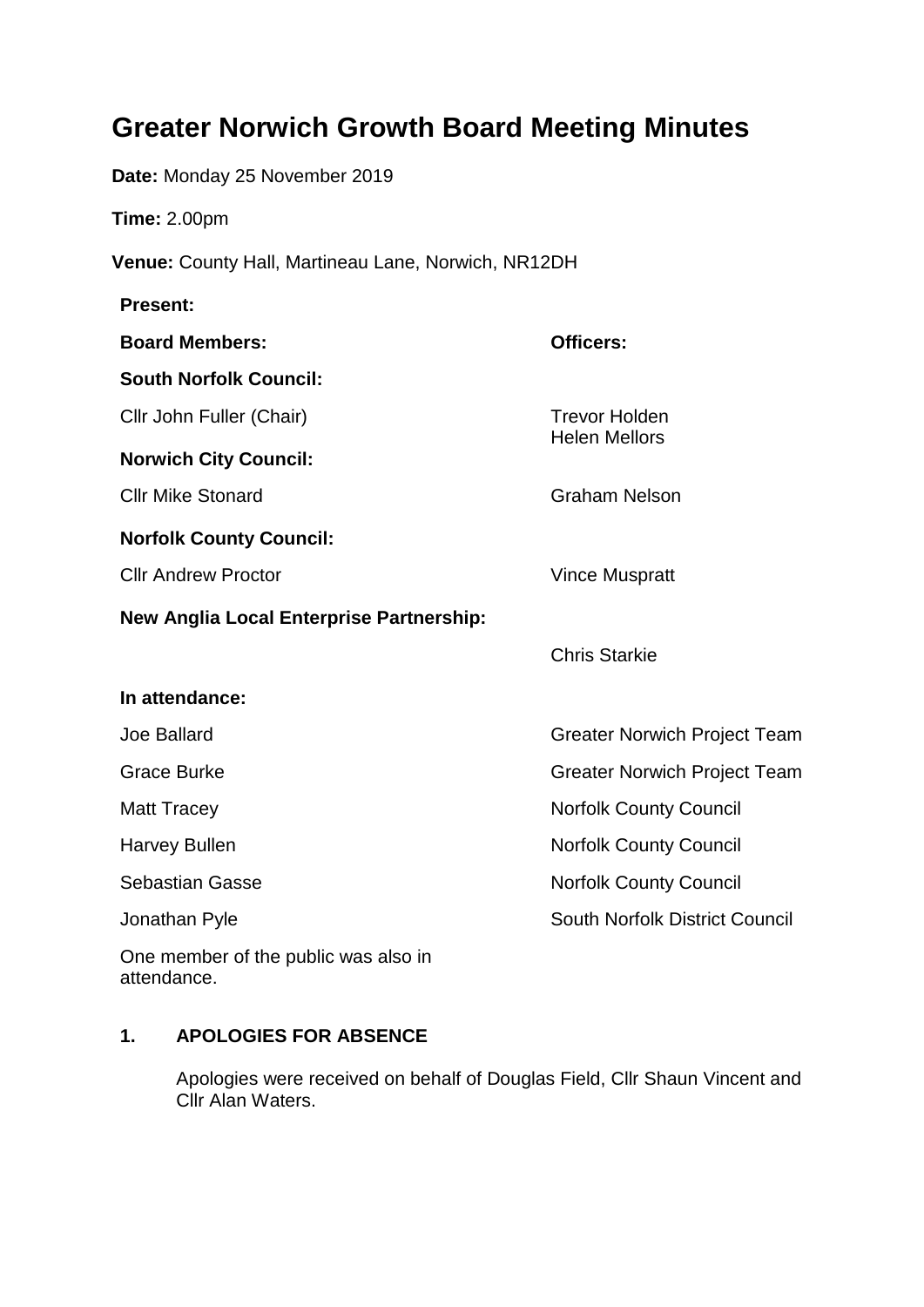# Greater Norwich Growth Board Meeting Minutes

**Date:** Monday 25 November 2019

**Time:** 2.00pm

**Venue:** County Hall, Martineau Lane, Norwich, NR12DH

**Present:**

| **Board Members:** | **Officers:** |
|---|---|
| **South Norfolk Council:** | |
| Cllr John Fuller (Chair) | Trevor Holden<br>Helen Mellors |
| **Norwich City Council:** | |
| Cllr Mike Stonard | Graham Nelson |
| **Norfolk County Council:** | |
| Cllr Andrew Proctor | Vince Muspratt |
| **New Anglia Local Enterprise Partnership:** | |
| | Chris Starkie |

**In attendance:**

| | |
|---|---|
| Joe Ballard | Greater Norwich Project Team |
| Grace Burke | Greater Norwich Project Team |
| Matt Tracey | Norfolk County Council |
| Harvey Bullen | Norfolk County Council |
| Sebastian Gasse | Norfolk County Council |
| Jonathan Pyle | South Norfolk District Council |

One member of the public was also in attendance.

## 1. APOLOGIES FOR ABSENCE

Apologies were received on behalf of Douglas Field, Cllr Shaun Vincent and Cllr Alan Waters.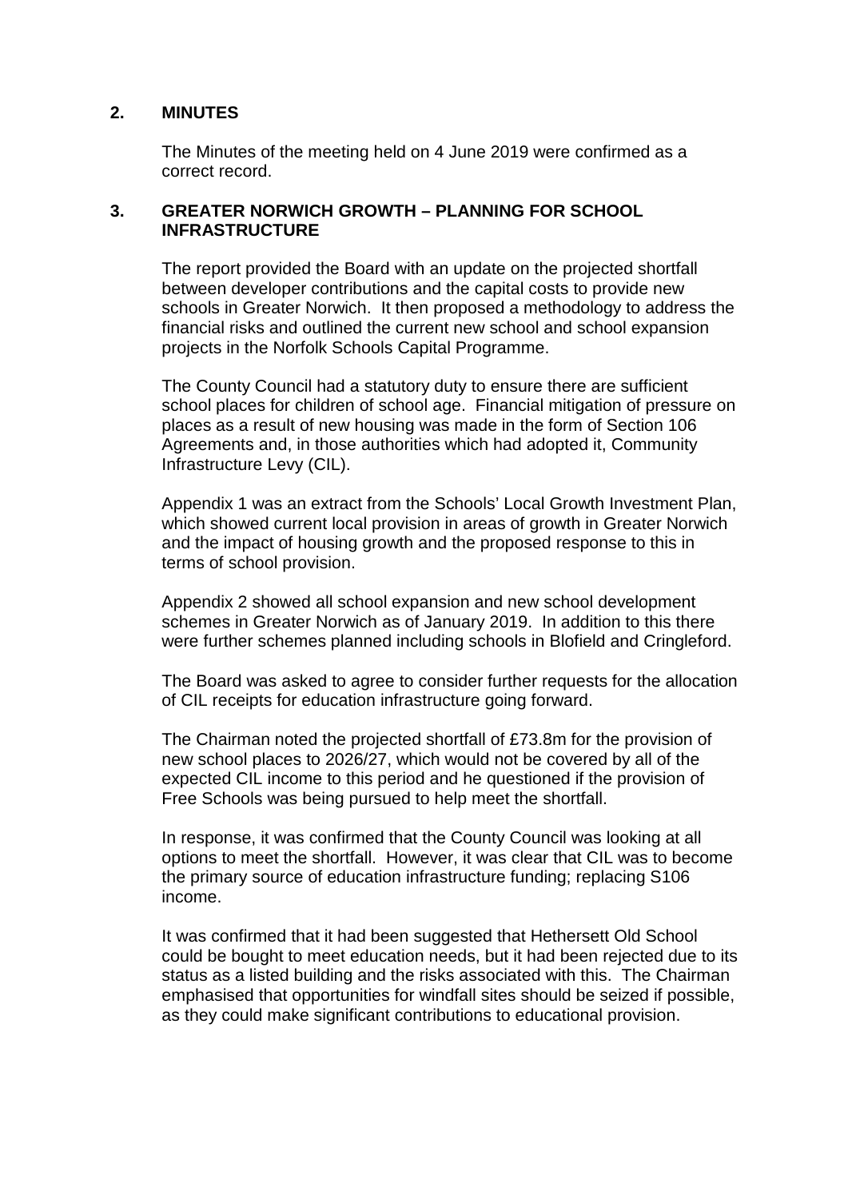## 2. MINUTES

The Minutes of the meeting held on 4 June 2019 were confirmed as a correct record.

## 3. GREATER NORWICH GROWTH – PLANNING FOR SCHOOL INFRASTRUCTURE

The report provided the Board with an update on the projected shortfall between developer contributions and the capital costs to provide new schools in Greater Norwich. It then proposed a methodology to address the financial risks and outlined the current new school and school expansion projects in the Norfolk Schools Capital Programme.

The County Council had a statutory duty to ensure there are sufficient school places for children of school age. Financial mitigation of pressure on places as a result of new housing was made in the form of Section 106 Agreements and, in those authorities which had adopted it, Community Infrastructure Levy (CIL).

Appendix 1 was an extract from the Schools' Local Growth Investment Plan, which showed current local provision in areas of growth in Greater Norwich and the impact of housing growth and the proposed response to this in terms of school provision.

Appendix 2 showed all school expansion and new school development schemes in Greater Norwich as of January 2019. In addition to this there were further schemes planned including schools in Blofield and Cringleford.

The Board was asked to agree to consider further requests for the allocation of CIL receipts for education infrastructure going forward.

The Chairman noted the projected shortfall of £73.8m for the provision of new school places to 2026/27, which would not be covered by all of the expected CIL income to this period and he questioned if the provision of Free Schools was being pursued to help meet the shortfall.

In response, it was confirmed that the County Council was looking at all options to meet the shortfall. However, it was clear that CIL was to become the primary source of education infrastructure funding; replacing S106 income.

It was confirmed that it had been suggested that Hethersett Old School could be bought to meet education needs, but it had been rejected due to its status as a listed building and the risks associated with this. The Chairman emphasised that opportunities for windfall sites should be seized if possible, as they could make significant contributions to educational provision.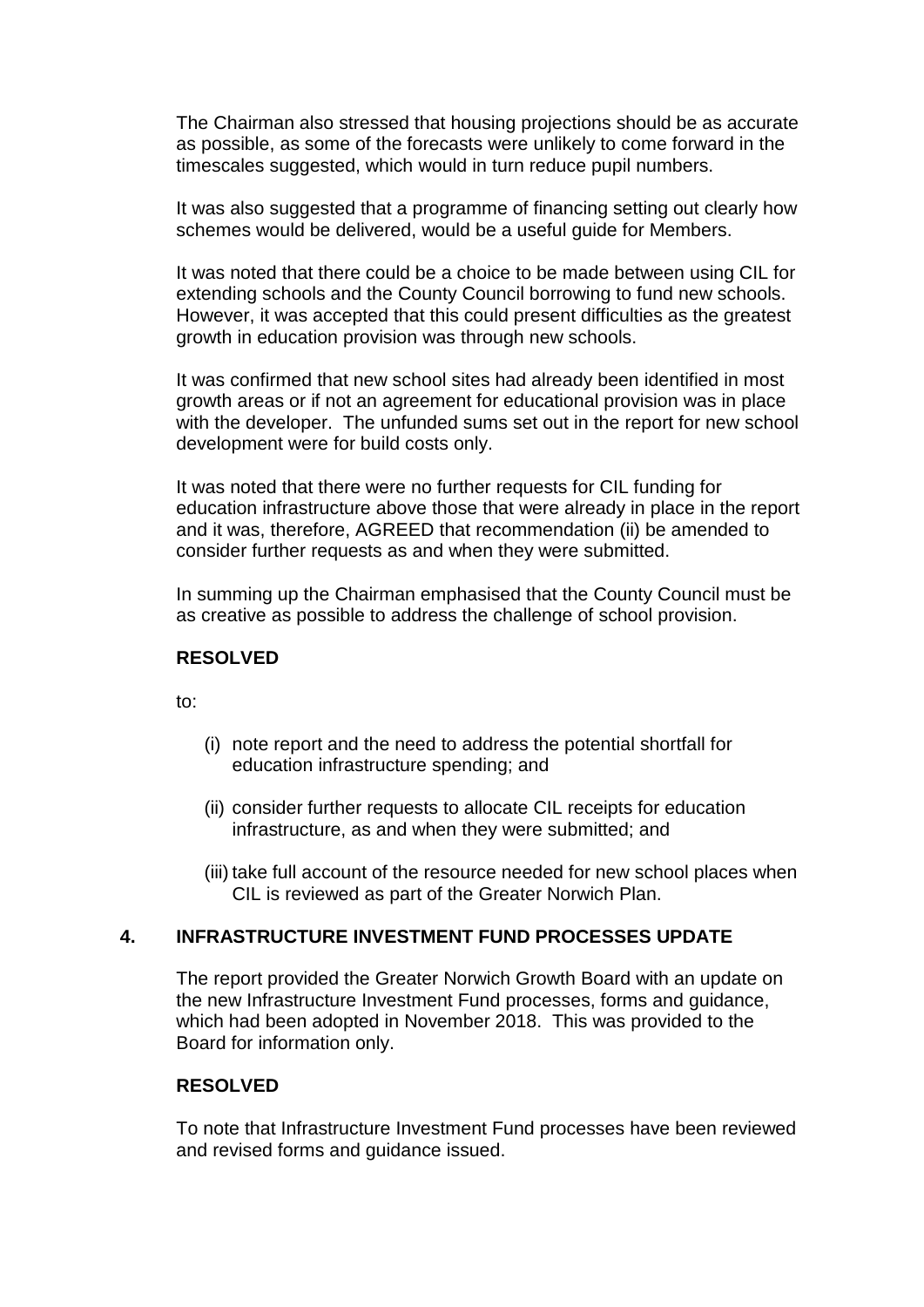The Chairman also stressed that housing projections should be as accurate as possible, as some of the forecasts were unlikely to come forward in the timescales suggested, which would in turn reduce pupil numbers.

It was also suggested that a programme of financing setting out clearly how schemes would be delivered, would be a useful guide for Members.

It was noted that there could be a choice to be made between using CIL for extending schools and the County Council borrowing to fund new schools. However, it was accepted that this could present difficulties as the greatest growth in education provision was through new schools.

It was confirmed that new school sites had already been identified in most growth areas or if not an agreement for educational provision was in place with the developer. The unfunded sums set out in the report for new school development were for build costs only.

It was noted that there were no further requests for CIL funding for education infrastructure above those that were already in place in the report and it was, therefore, AGREED that recommendation (ii) be amended to consider further requests as and when they were submitted.

In summing up the Chairman emphasised that the County Council must be as creative as possible to address the challenge of school provision.

**RESOLVED**

to:

(i) note report and the need to address the potential shortfall for education infrastructure spending; and

(ii) consider further requests to allocate CIL receipts for education infrastructure, as and when they were submitted; and

(iii) take full account of the resource needed for new school places when CIL is reviewed as part of the Greater Norwich Plan.

## 4. INFRASTRUCTURE INVESTMENT FUND PROCESSES UPDATE

The report provided the Greater Norwich Growth Board with an update on the new Infrastructure Investment Fund processes, forms and guidance, which had been adopted in November 2018. This was provided to the Board for information only.

**RESOLVED**

To note that Infrastructure Investment Fund processes have been reviewed and revised forms and guidance issued.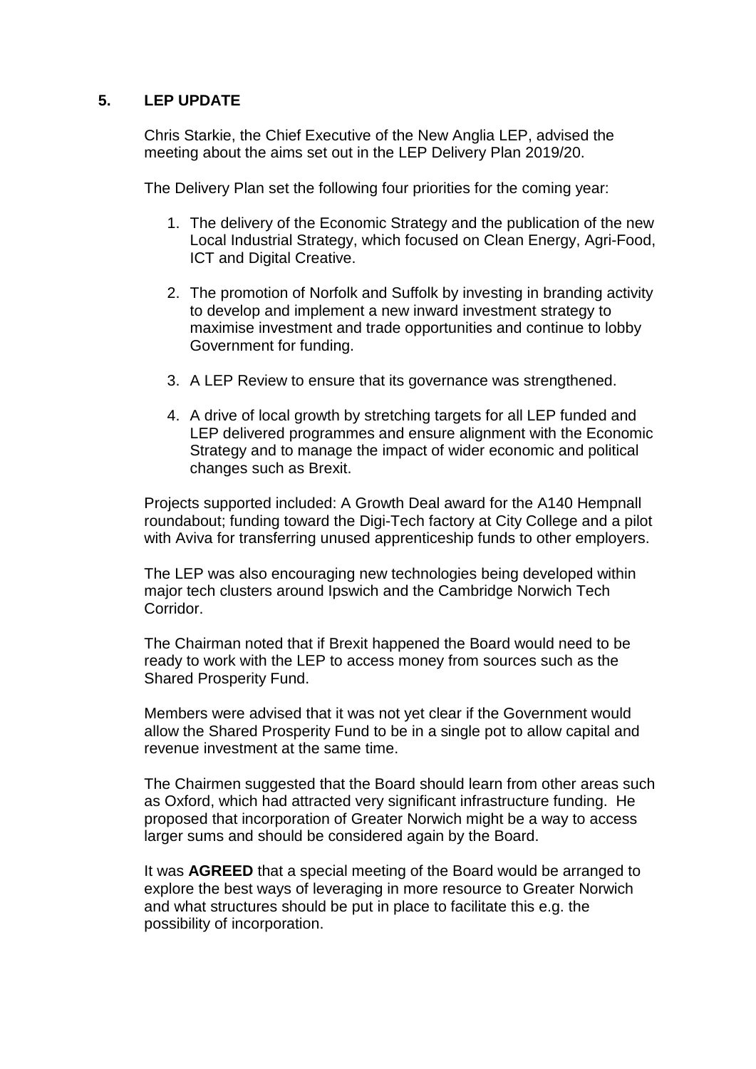## 5. LEP UPDATE

Chris Starkie, the Chief Executive of the New Anglia LEP, advised the meeting about the aims set out in the LEP Delivery Plan 2019/20.

The Delivery Plan set the following four priorities for the coming year:

1. The delivery of the Economic Strategy and the publication of the new Local Industrial Strategy, which focused on Clean Energy, Agri-Food, ICT and Digital Creative.

2. The promotion of Norfolk and Suffolk by investing in branding activity to develop and implement a new inward investment strategy to maximise investment and trade opportunities and continue to lobby Government for funding.

3. A LEP Review to ensure that its governance was strengthened.

4. A drive of local growth by stretching targets for all LEP funded and LEP delivered programmes and ensure alignment with the Economic Strategy and to manage the impact of wider economic and political changes such as Brexit.

Projects supported included: A Growth Deal award for the A140 Hempnall roundabout; funding toward the Digi-Tech factory at City College and a pilot with Aviva for transferring unused apprenticeship funds to other employers.

The LEP was also encouraging new technologies being developed within major tech clusters around Ipswich and the Cambridge Norwich Tech Corridor.

The Chairman noted that if Brexit happened the Board would need to be ready to work with the LEP to access money from sources such as the Shared Prosperity Fund.

Members were advised that it was not yet clear if the Government would allow the Shared Prosperity Fund to be in a single pot to allow capital and revenue investment at the same time.

The Chairmen suggested that the Board should learn from other areas such as Oxford, which had attracted very significant infrastructure funding. He proposed that incorporation of Greater Norwich might be a way to access larger sums and should be considered again by the Board.

It was **AGREED** that a special meeting of the Board would be arranged to explore the best ways of leveraging in more resource to Greater Norwich and what structures should be put in place to facilitate this e.g. the possibility of incorporation.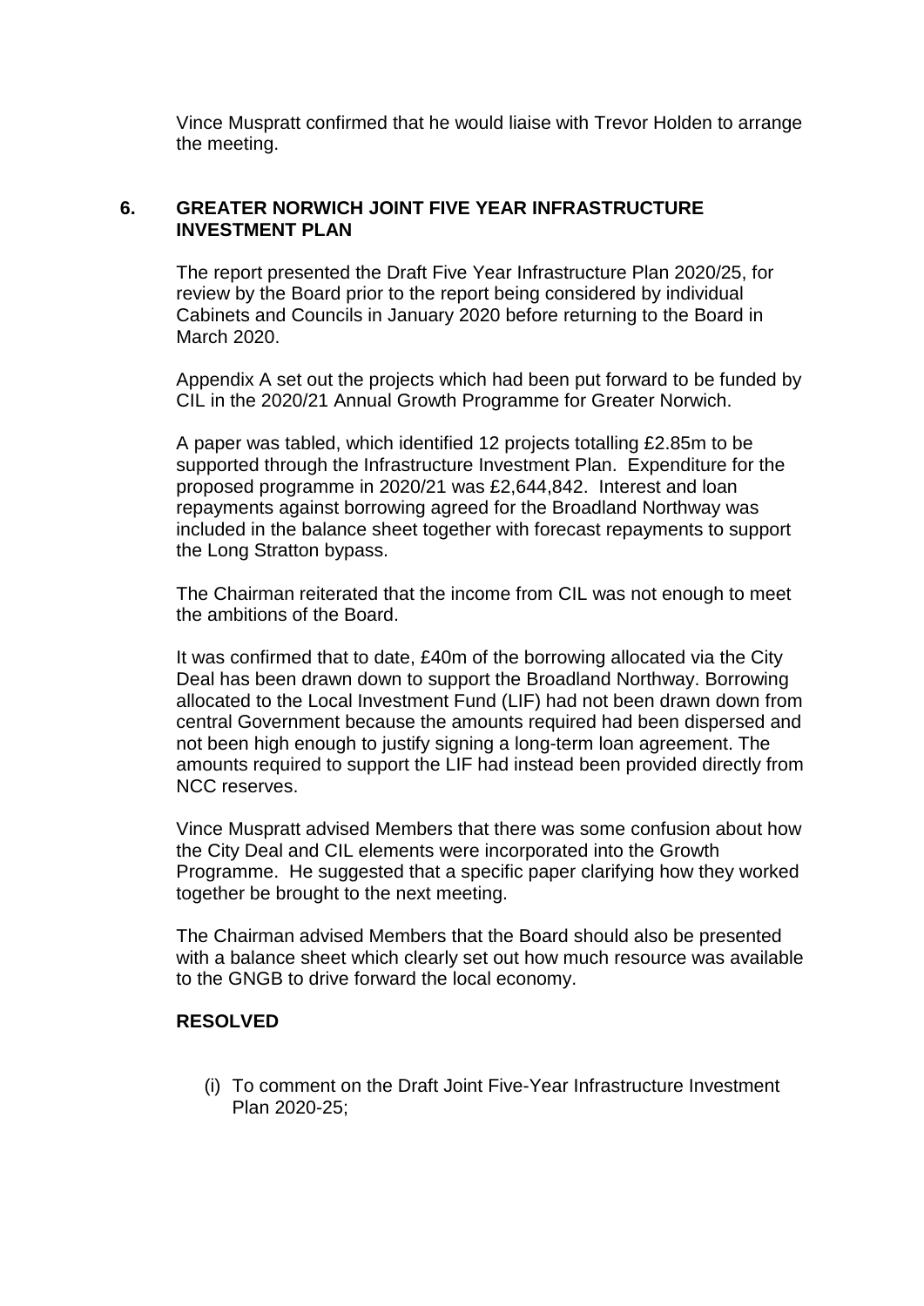Vince Muspratt confirmed that he would liaise with Trevor Holden to arrange the meeting.

## 6. GREATER NORWICH JOINT FIVE YEAR INFRASTRUCTURE INVESTMENT PLAN

The report presented the Draft Five Year Infrastructure Plan 2020/25, for review by the Board prior to the report being considered by individual Cabinets and Councils in January 2020 before returning to the Board in March 2020.

Appendix A set out the projects which had been put forward to be funded by CIL in the 2020/21 Annual Growth Programme for Greater Norwich.

A paper was tabled, which identified 12 projects totalling £2.85m to be supported through the Infrastructure Investment Plan. Expenditure for the proposed programme in 2020/21 was £2,644,842. Interest and loan repayments against borrowing agreed for the Broadland Northway was included in the balance sheet together with forecast repayments to support the Long Stratton bypass.

The Chairman reiterated that the income from CIL was not enough to meet the ambitions of the Board.

It was confirmed that to date, £40m of the borrowing allocated via the City Deal has been drawn down to support the Broadland Northway. Borrowing allocated to the Local Investment Fund (LIF) had not been drawn down from central Government because the amounts required had been dispersed and not been high enough to justify signing a long-term loan agreement. The amounts required to support the LIF had instead been provided directly from NCC reserves.

Vince Muspratt advised Members that there was some confusion about how the City Deal and CIL elements were incorporated into the Growth Programme. He suggested that a specific paper clarifying how they worked together be brought to the next meeting.

The Chairman advised Members that the Board should also be presented with a balance sheet which clearly set out how much resource was available to the GNGB to drive forward the local economy.

**RESOLVED**

(i) To comment on the Draft Joint Five-Year Infrastructure Investment Plan 2020-25;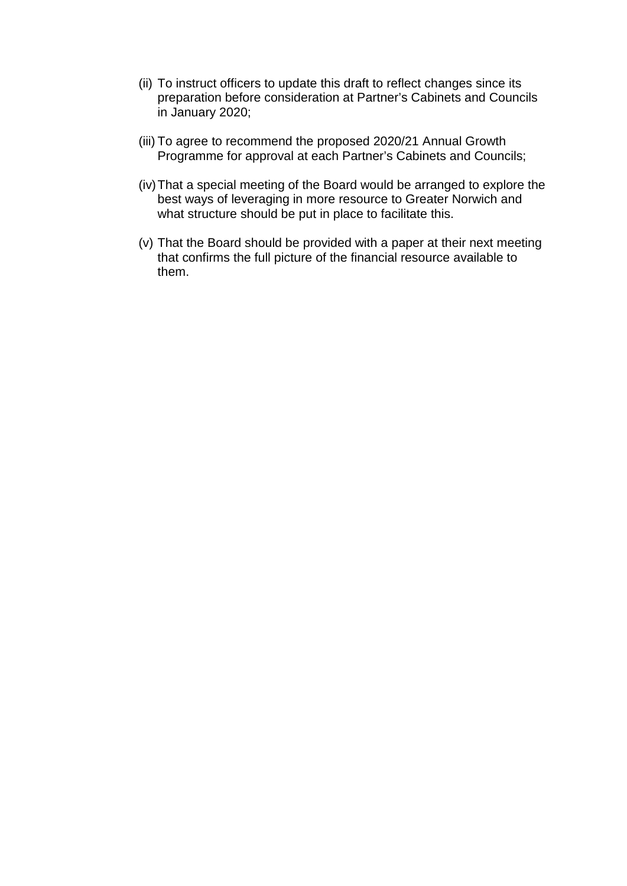(ii) To instruct officers to update this draft to reflect changes since its preparation before consideration at Partner's Cabinets and Councils in January 2020;

(iii) To agree to recommend the proposed 2020/21 Annual Growth Programme for approval at each Partner's Cabinets and Councils;

(iv) That a special meeting of the Board would be arranged to explore the best ways of leveraging in more resource to Greater Norwich and what structure should be put in place to facilitate this.

(v) That the Board should be provided with a paper at their next meeting that confirms the full picture of the financial resource available to them.